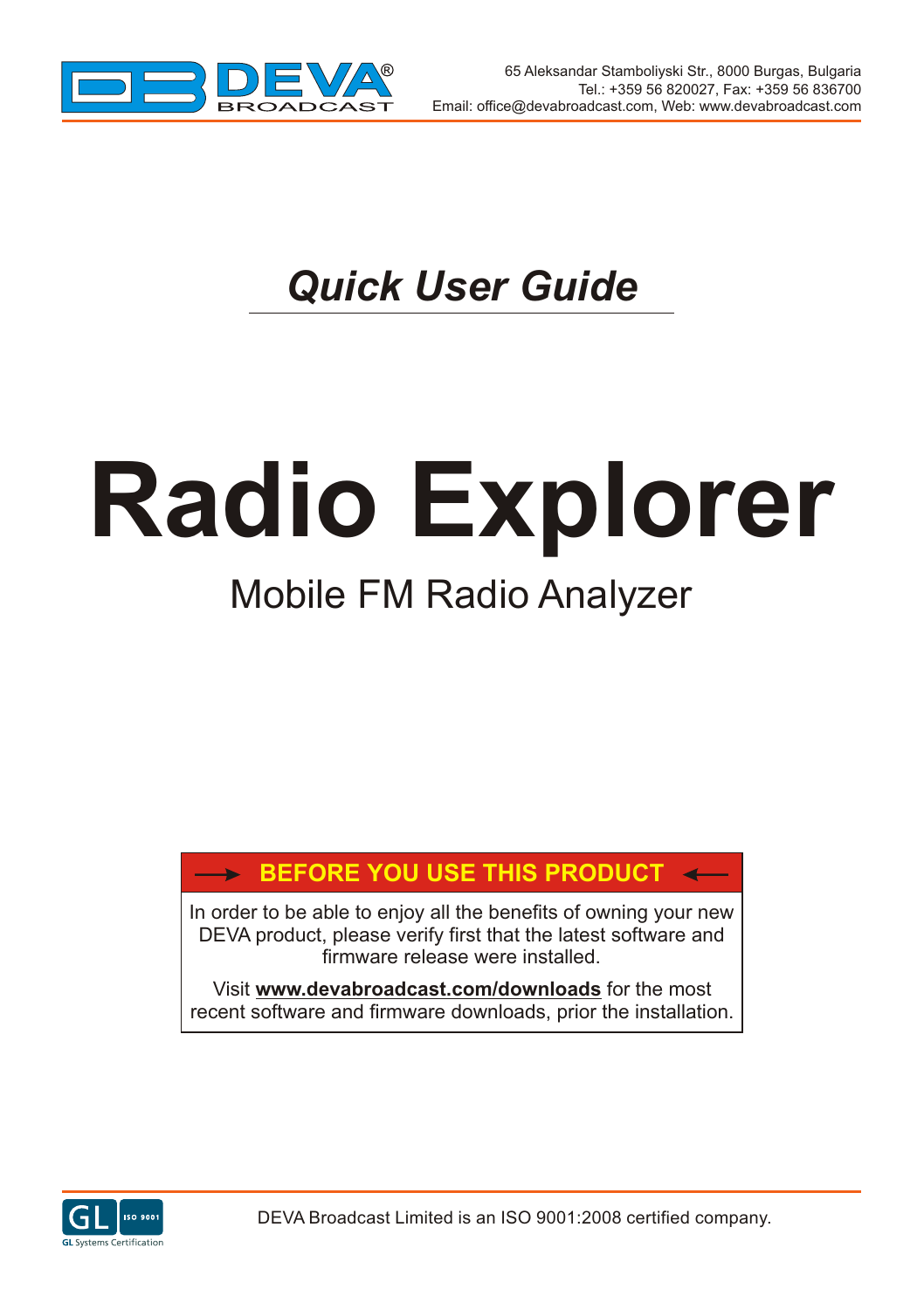65 Aleksandar Stamboliyski Str., 8000 Burgas, Bulgaria
Tel.: +359 56 820027, Fax: +359 56 836700
Email: office@devabroadcast.com, Web: www.devabroadcast.com

## *Quick User Guide*

# Radio Explorer

## Mobile FM Radio Analyzer

| → **BEFORE YOU USE THIS PRODUCT** ← |
| --- |
| In order to be able to enjoy all the benefits of owning your new DEVA product, please verify first that the latest software and firmware release were installed. |
| Visit **www.devabroadcast.com/downloads** for the most recent software and firmware downloads, prior the installation. |

DEVA Broadcast Limited is an ISO 9001:2008 certified company.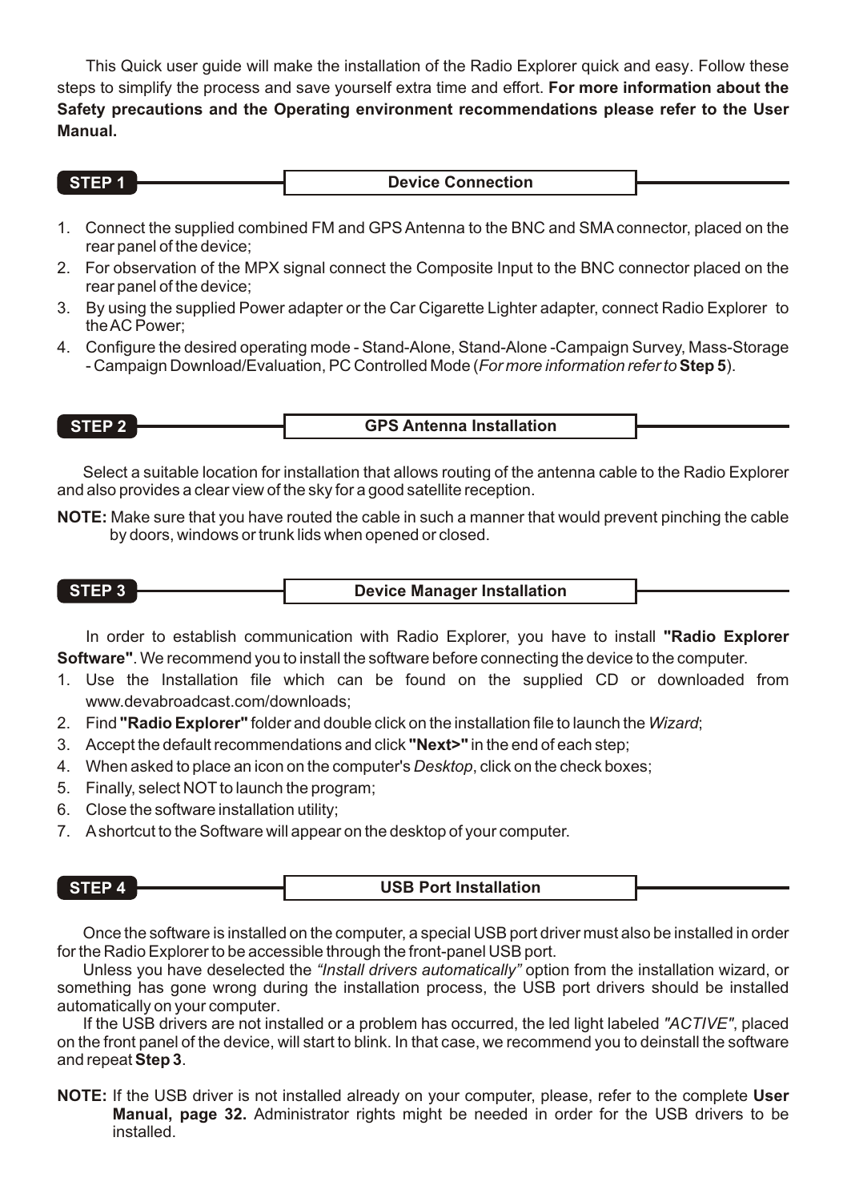This Quick user guide will make the installation of the Radio Explorer quick and easy. Follow these steps to simplify the process and save yourself extra time and effort. **For more information about the Safety precautions and the Operating environment recommendations please refer to the User Manual.**

## STEP 1 — Device Connection

1. Connect the supplied combined FM and GPS Antenna to the BNC and SMA connector, placed on the rear panel of the device;
2. For observation of the MPX signal connect the Composite Input to the BNC connector placed on the rear panel of the device;
3. By using the supplied Power adapter or the Car Cigarette Lighter adapter, connect Radio Explorer to the AC Power;
4. Configure the desired operating mode - Stand-Alone, Stand-Alone -Campaign Survey, Mass-Storage - Campaign Download/Evaluation, PC Controlled Mode (*For more information refer to* **Step 5**).

## STEP 2 — GPS Antenna Installation

Select a suitable location for installation that allows routing of the antenna cable to the Radio Explorer and also provides a clear view of the sky for a good satellite reception.

**NOTE:** Make sure that you have routed the cable in such a manner that would prevent pinching the cable by doors, windows or trunk lids when opened or closed.

## STEP 3 — Device Manager Installation

In order to establish communication with Radio Explorer, you have to install **"Radio Explorer Software"**. We recommend you to install the software before connecting the device to the computer.

1. Use the Installation file which can be found on the supplied CD or downloaded from www.devabroadcast.com/downloads;
2. Find **"Radio Explorer"** folder and double click on the installation file to launch the *Wizard*;
3. Accept the default recommendations and click **"Next>"** in the end of each step;
4. When asked to place an icon on the computer's *Desktop*, click on the check boxes;
5. Finally, select NOT to launch the program;
6. Close the software installation utility;
7. A shortcut to the Software will appear on the desktop of your computer.

## STEP 4 — USB Port Installation

Once the software is installed on the computer, a special USB port driver must also be installed in order for the Radio Explorer to be accessible through the front-panel USB port.

Unless you have deselected the *"Install drivers automatically"* option from the installation wizard, or something has gone wrong during the installation process, the USB port drivers should be installed automatically on your computer.

If the USB drivers are not installed or a problem has occurred, the led light labeled *"ACTIVE"*, placed on the front panel of the device, will start to blink. In that case, we recommend you to deinstall the software and repeat **Step 3**.

**NOTE:** If the USB driver is not installed already on your computer, please, refer to the complete **User Manual, page 32.** Administrator rights might be needed in order for the USB drivers to be installed.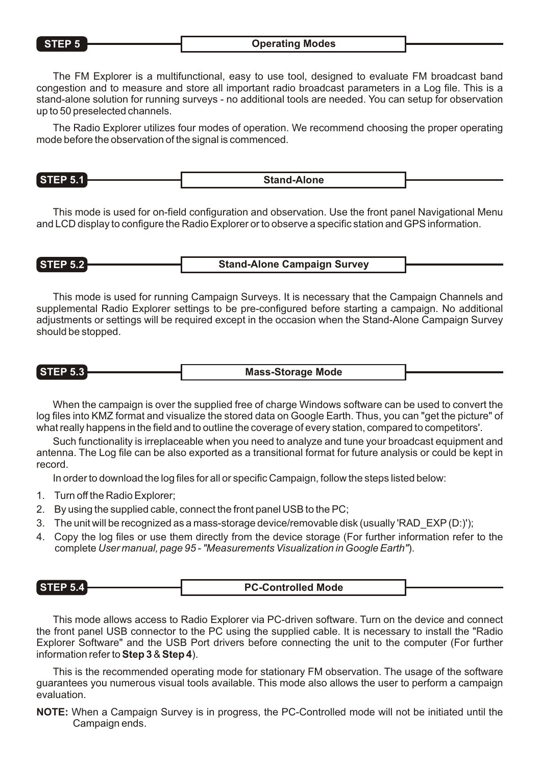## STEP 5 — Operating Modes

The FM Explorer is a multifunctional, easy to use tool, designed to evaluate FM broadcast band congestion and to measure and store all important radio broadcast parameters in a Log file. This is a stand-alone solution for running surveys - no additional tools are needed. You can setup for observation up to 50 preselected channels.

The Radio Explorer utilizes four modes of operation. We recommend choosing the proper operating mode before the observation of the signal is commenced.

### STEP 5.1 — Stand-Alone

This mode is used for on-field configuration and observation. Use the front panel Navigational Menu and LCD display to configure the Radio Explorer or to observe a specific station and GPS information.

### STEP 5.2 — Stand-Alone Campaign Survey

This mode is used for running Campaign Surveys. It is necessary that the Campaign Channels and supplemental Radio Explorer settings to be pre-configured before starting a campaign. No additional adjustments or settings will be required except in the occasion when the Stand-Alone Campaign Survey should be stopped.

### STEP 5.3 — Mass-Storage Mode

When the campaign is over the supplied free of charge Windows software can be used to convert the log files into KMZ format and visualize the stored data on Google Earth. Thus, you can "get the picture" of what really happens in the field and to outline the coverage of every station, compared to competitors'.

Such functionality is irreplaceable when you need to analyze and tune your broadcast equipment and antenna. The Log file can be also exported as a transitional format for future analysis or could be kept in record.

In order to download the log files for all or specific Campaign, follow the steps listed below:

1. Turn off the Radio Explorer;
2. By using the supplied cable, connect the front panel USB to the PC;
3. The unit will be recognized as a mass-storage device/removable disk (usually 'RAD_EXP (D:)');
4. Copy the log files or use them directly from the device storage (For further information refer to the complete *User manual, page 95 - "Measurements Visualization in Google Earth"*).

### STEP 5.4 — PC-Controlled Mode

This mode allows access to Radio Explorer via PC-driven software. Turn on the device and connect the front panel USB connector to the PC using the supplied cable. It is necessary to install the "Radio Explorer Software" and the USB Port drivers before connecting the unit to the computer (For further information refer to **Step 3** & **Step 4**).

This is the recommended operating mode for stationary FM observation. The usage of the software guarantees you numerous visual tools available. This mode also allows the user to perform a campaign evaluation.

**NOTE:** When a Campaign Survey is in progress, the PC-Controlled mode will not be initiated until the Campaign ends.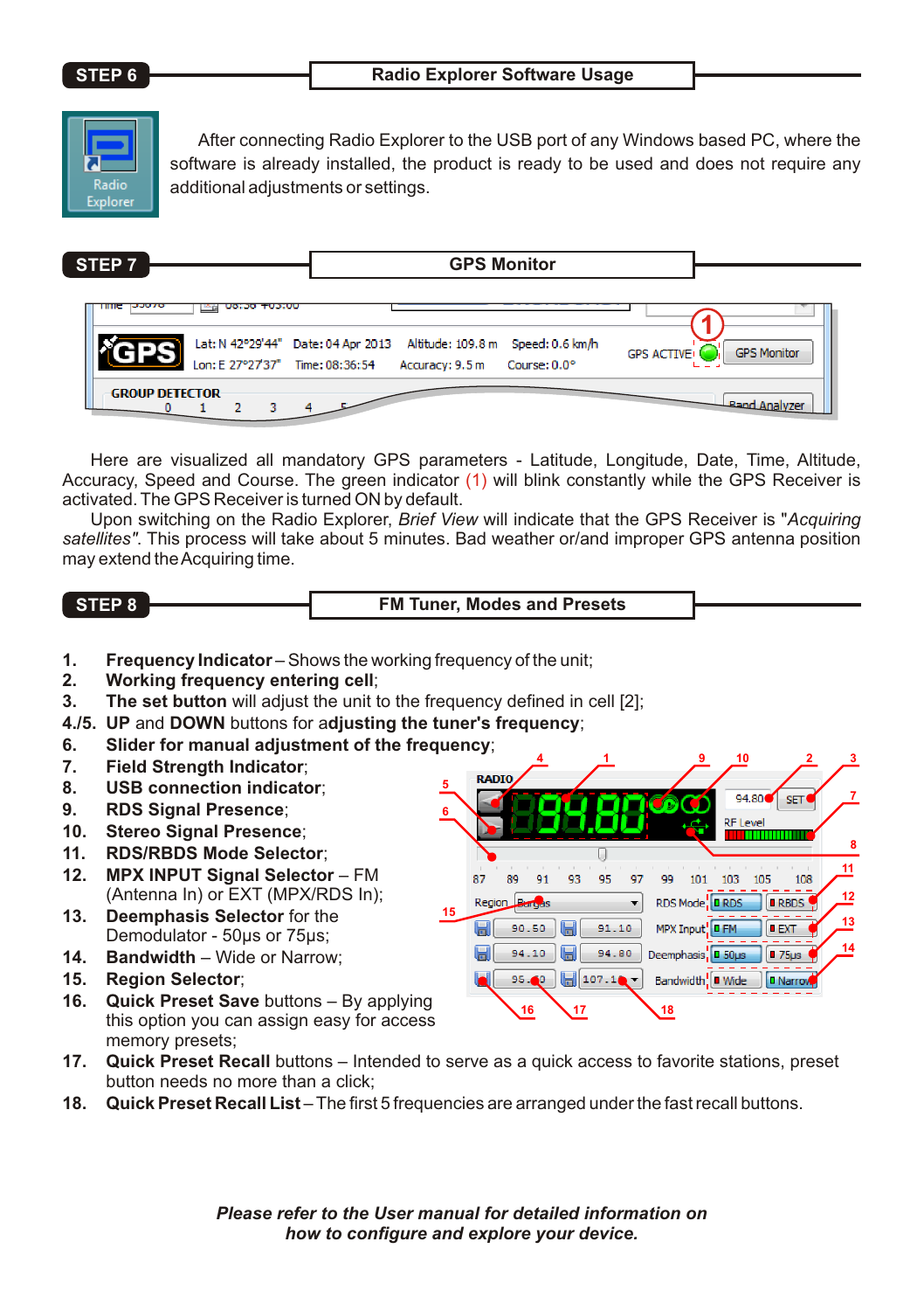## STEP 6 — Radio Explorer Software Usage

After connecting Radio Explorer to the USB port of any Windows based PC, where the software is already installed, the product is ready to be used and does not require any additional adjustments or settings.

## STEP 7 — GPS Monitor

Here are visualized all mandatory GPS parameters - Latitude, Longitude, Date, Time, Altitude, Accuracy, Speed and Course. The green indicator (1) will blink constantly while the GPS Receiver is activated. The GPS Receiver is turned ON by default.

Upon switching on the Radio Explorer, *Brief View* will indicate that the GPS Receiver is "*Acquiring satellites"*. This process will take about 5 minutes. Bad weather or/and improper GPS antenna position may extend the Acquiring time.

## STEP 8 — FM Tuner, Modes and Presets

1. **Frequency Indicator** – Shows the working frequency of the unit;
2. **Working frequency entering cell**;
3. **The set button** will adjust the unit to the frequency defined in cell [2];

4./5. **UP** and **DOWN** buttons for a**djusting the tuner's frequency**;

6. **Slider for manual adjustment of the frequency**;
7. **Field Strength Indicator**;
8. **USB connection indicator**;
9. **RDS Signal Presence**;
10. **Stereo Signal Presence**;
11. **RDS/RBDS Mode Selector**;
12. **MPX INPUT Signal Selector** – FM (Antenna In) or EXT (MPX/RDS In);
13. **Deemphasis Selector** for the Demodulator - 50µs or 75µs;
14. **Bandwidth** – Wide or Narrow;
15. **Region Selector**;
16. **Quick Preset Save** buttons – By applying this option you can assign easy for access memory presets;
17. **Quick Preset Recall** buttons – Intended to serve as a quick access to favorite stations, preset button needs no more than a click;
18. **Quick Preset Recall List** – The first 5 frequencies are arranged under the fast recall buttons.

***Please refer to the User manual for detailed information on how to configure and explore your device.***